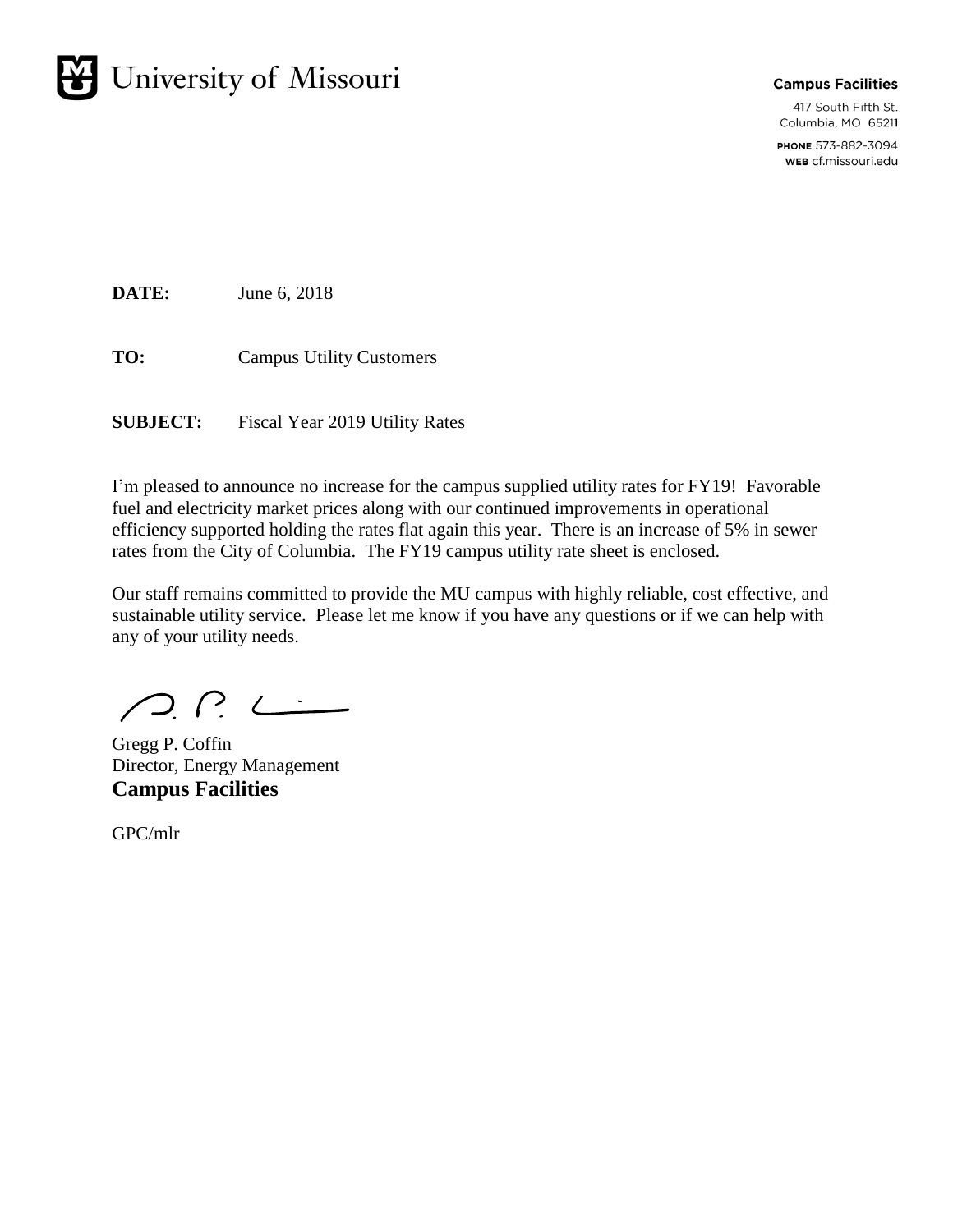# University of Missouri

**Campus Facilities**

417 South Fifth St.
Columbia, MO 65211

**PHONE** 573-882-3094
**WEB** cf.missouri.edu

**DATE:** June 6, 2018

**TO:** Campus Utility Customers

**SUBJECT:** Fiscal Year 2019 Utility Rates

I'm pleased to announce no increase for the campus supplied utility rates for FY19! Favorable fuel and electricity market prices along with our continued improvements in operational efficiency supported holding the rates flat again this year. There is an increase of 5% in sewer rates from the City of Columbia. The FY19 campus utility rate sheet is enclosed.

Our staff remains committed to provide the MU campus with highly reliable, cost effective, and sustainable utility service. Please let me know if you have any questions or if we can help with any of your utility needs.

Gregg P. Coffin
Director, Energy Management
**Campus Facilities**

GPC/mlr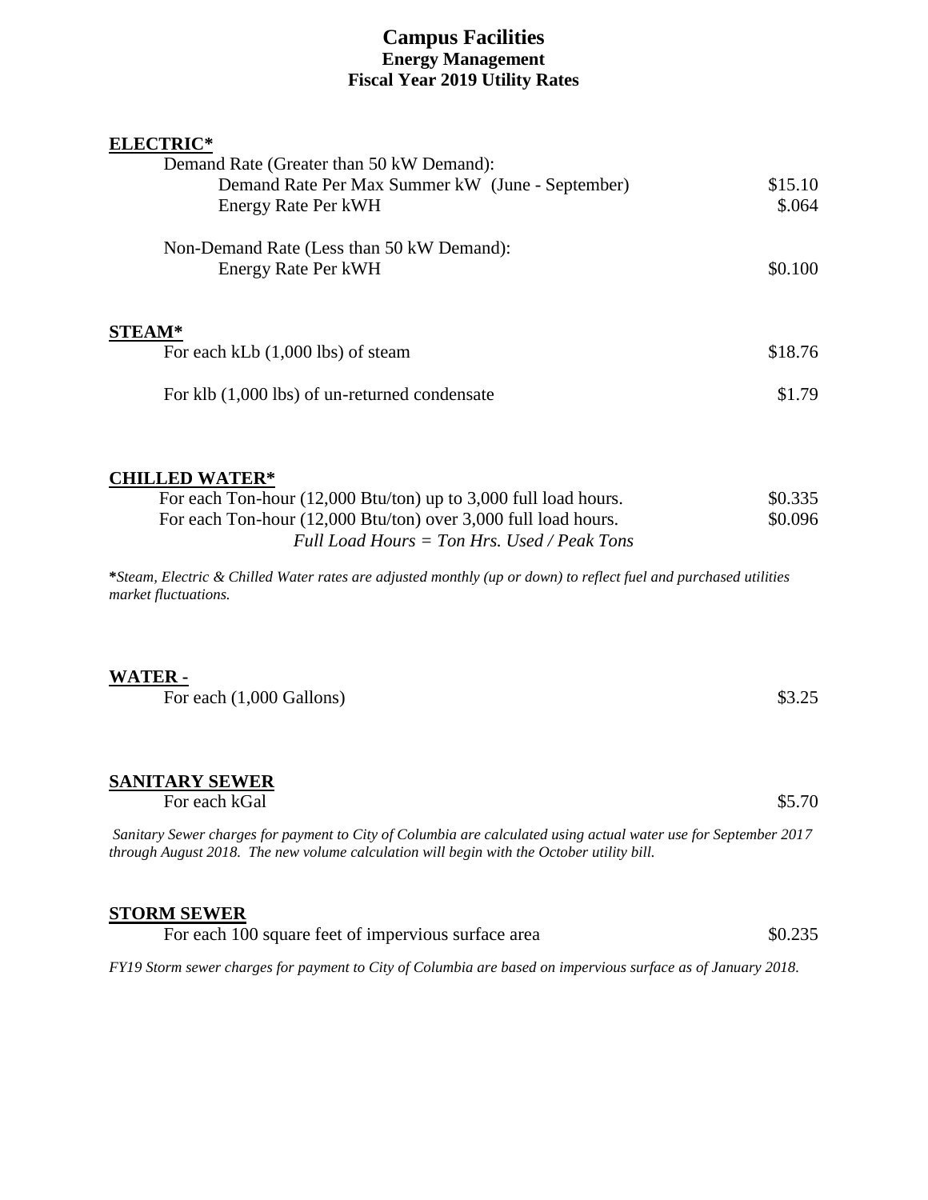# Campus Facilities
## Energy Management
## Fiscal Year 2019 Utility Rates

**ELECTRIC***

| | |
|---|---|
| Demand Rate (Greater than 50 kW Demand): | |
| Demand Rate Per Max Summer kW (June - September) | $15.10 |
| Energy Rate Per kWH | $.064 |
| Non-Demand Rate (Less than 50 kW Demand): | |
| Energy Rate Per kWH | $0.100 |

**STEAM***

| | |
|---|---|
| For each kLb (1,000 lbs) of steam | $18.76 |
| For klb (1,000 lbs) of un-returned condensate | $1.79 |

**CHILLED WATER***

| | |
|---|---|
| For each Ton-hour (12,000 Btu/ton) up to 3,000 full load hours. | $0.335 |
| For each Ton-hour (12,000 Btu/ton) over 3,000 full load hours. | $0.096 |

*Full Load Hours = Ton Hrs. Used / Peak Tons*

**\****Steam, Electric & Chilled Water rates are adjusted monthly (up or down) to reflect fuel and purchased utilities market fluctuations.*

**WATER -**

| | |
|---|---|
| For each (1,000 Gallons) | $3.25 |

**SANITARY SEWER**

| | |
|---|---|
| For each kGal | $5.70 |

*Sanitary Sewer charges for payment to City of Columbia are calculated using actual water use for September 2017 through August 2018. The new volume calculation will begin with the October utility bill.*

**STORM SEWER**

| | |
|---|---|
| For each 100 square feet of impervious surface area | $0.235 |

*FY19 Storm sewer charges for payment to City of Columbia are based on impervious surface as of January 2018.*